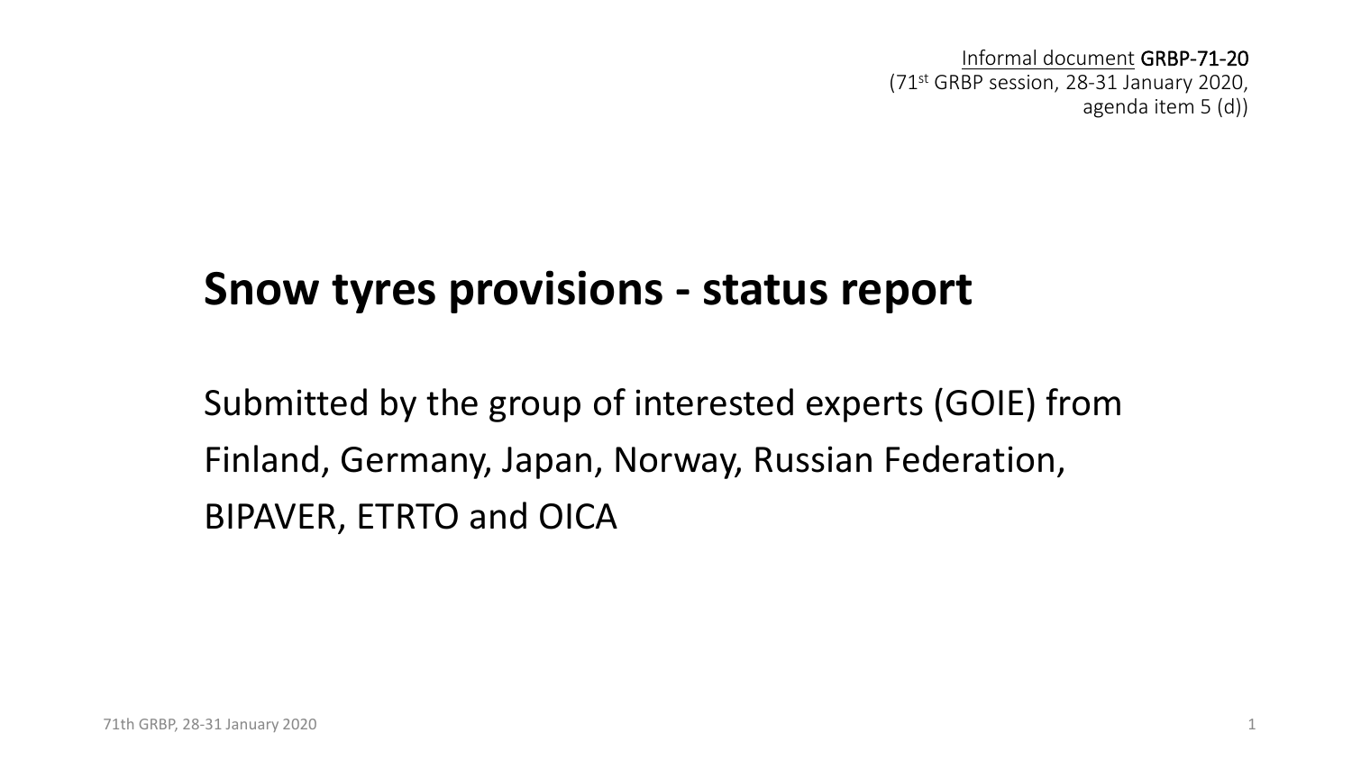Informal document GRBP-71-20
(71st GRBP session, 28-31 January 2020,
agenda item 5 (d))

# Snow tyres provisions - status report

Submitted by the group of interested experts (GOIE) from Finland, Germany, Japan, Norway, Russian Federation, BIPAVER, ETRTO and OICA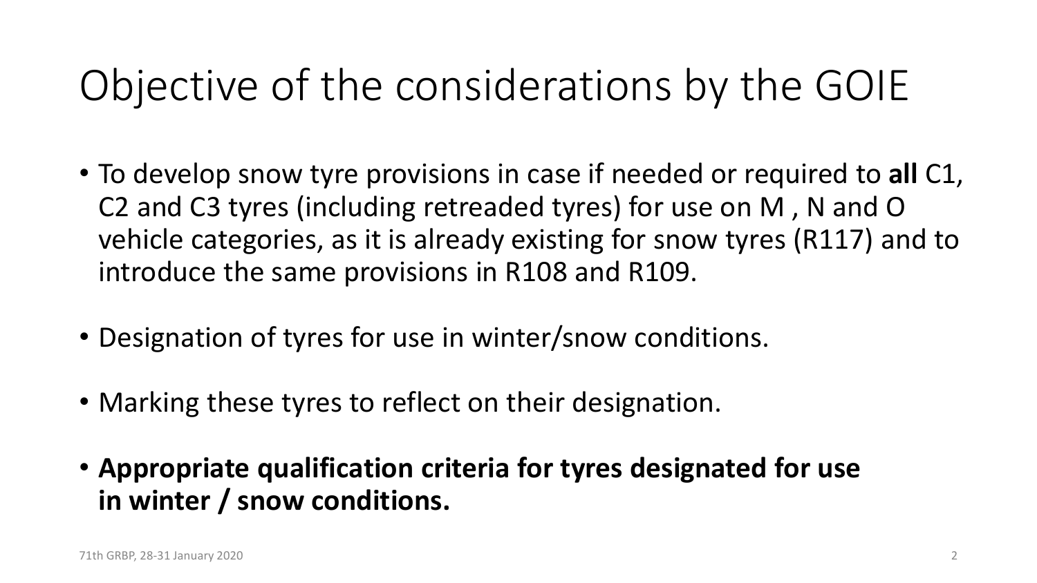# Objective of the considerations by the GOIE

- To develop snow tyre provisions in case if needed or required to **all** C1, C2 and C3 tyres (including retreaded tyres) for use on M , N and O vehicle categories, as it is already existing for snow tyres (R117) and to introduce the same provisions in R108 and R109.
- Designation of tyres for use in winter/snow conditions.
- Marking these tyres to reflect on their designation.
- **Appropriate qualification criteria for tyres designated for use in winter / snow conditions.**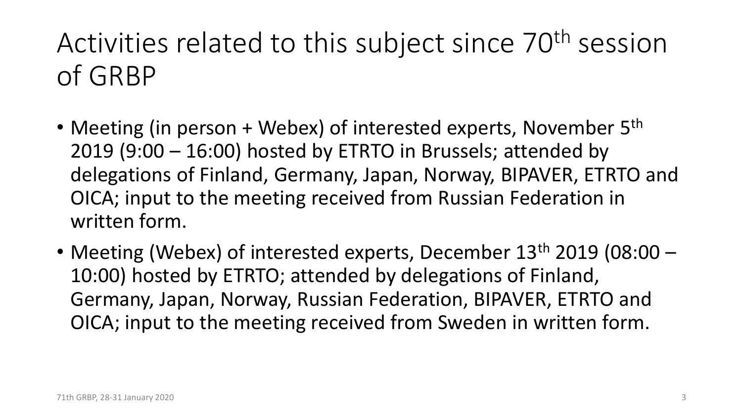# Activities related to this subject since 70th session of GRBP

- Meeting (in person + Webex) of interested experts, November 5th 2019 (9:00 – 16:00) hosted by ETRTO in Brussels; attended by delegations of Finland, Germany, Japan, Norway, BIPAVER, ETRTO and OICA; input to the meeting received from Russian Federation in written form.
- Meeting (Webex) of interested experts, December 13th 2019 (08:00 – 10:00) hosted by ETRTO; attended by delegations of Finland, Germany, Japan, Norway, Russian Federation, BIPAVER, ETRTO and OICA; input to the meeting received from Sweden in written form.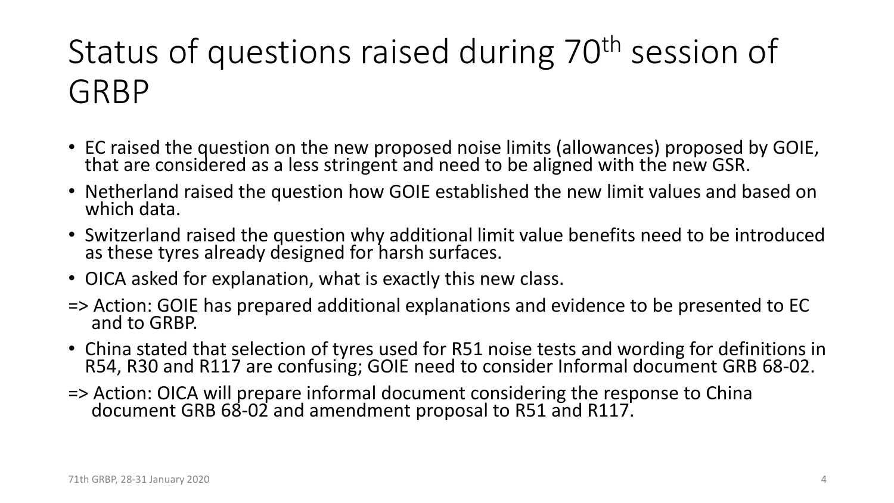# Status of questions raised during 70th session of GRBP

- EC raised the question on the new proposed noise limits (allowances) proposed by GOIE, that are considered as a less stringent and need to be aligned with the new GSR.
- Netherland raised the question how GOIE established the new limit values and based on which data.
- Switzerland raised the question why additional limit value benefits need to be introduced as these tyres already designed for harsh surfaces.
- OICA asked for explanation, what is exactly this new class.

=> Action: GOIE has prepared additional explanations and evidence to be presented to EC and to GRBP.

- China stated that selection of tyres used for R51 noise tests and wording for definitions in R54, R30 and R117 are confusing; GOIE need to consider Informal document GRB 68-02.

=> Action: OICA will prepare informal document considering the response to China document GRB 68-02 and amendment proposal to R51 and R117.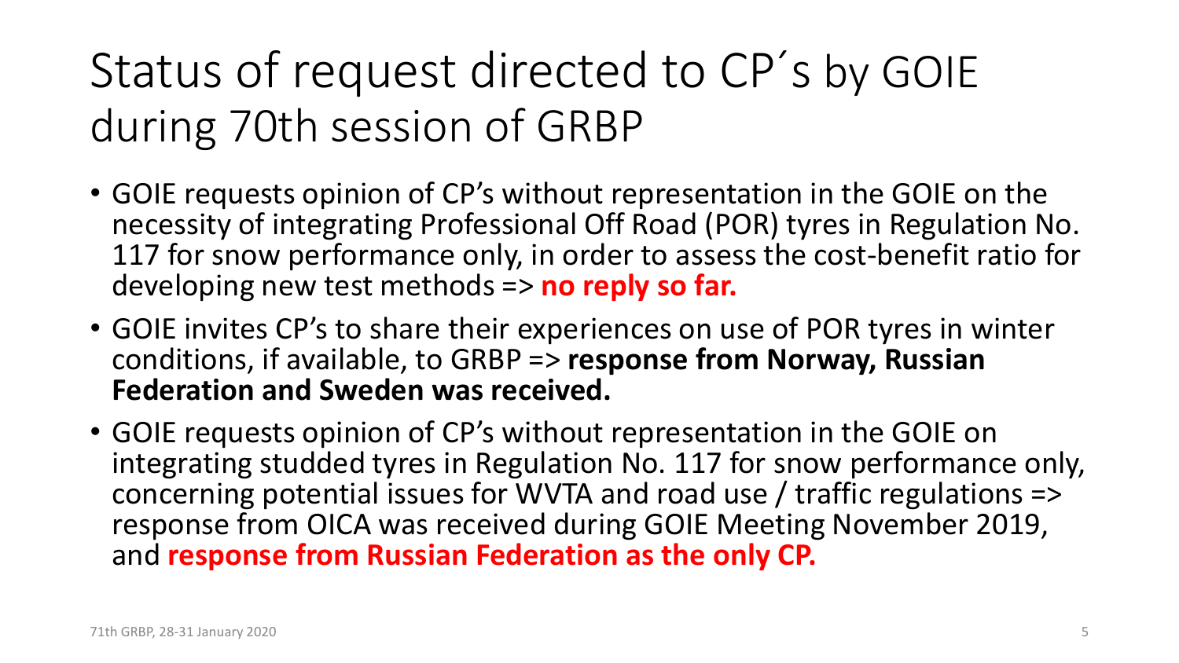# Status of request directed to CP´s by GOIE during 70th session of GRBP

- GOIE requests opinion of CP's without representation in the GOIE on the necessity of integrating Professional Off Road (POR) tyres in Regulation No. 117 for snow performance only, in order to assess the cost-benefit ratio for developing new test methods => **no reply so far.**
- GOIE invites CP's to share their experiences on use of POR tyres in winter conditions, if available, to GRBP => **response from Norway, Russian Federation and Sweden was received.**
- GOIE requests opinion of CP's without representation in the GOIE on integrating studded tyres in Regulation No. 117 for snow performance only, concerning potential issues for WVTA and road use / traffic regulations => response from OICA was received during GOIE Meeting November 2019, and **response from Russian Federation as the only CP.**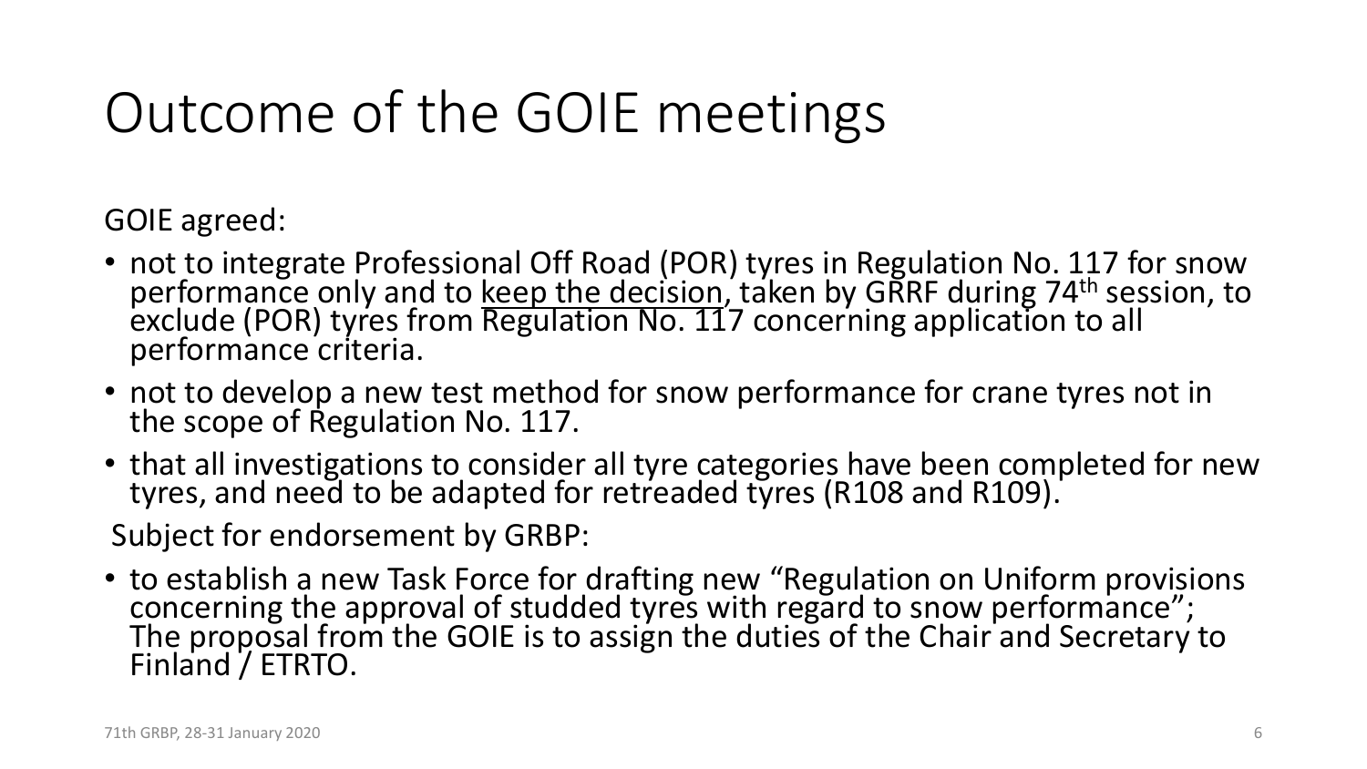# Outcome of the GOIE meetings

GOIE agreed:

- not to integrate Professional Off Road (POR) tyres in Regulation No. 117 for snow performance only and to <u>keep the decision</u>, taken by GRRF during 74th session, to exclude (POR) tyres from Regulation No. 117 concerning application to all performance criteria.
- not to develop a new test method for snow performance for crane tyres not in the scope of Regulation No. 117.
- that all investigations to consider all tyre categories have been completed for new tyres, and need to be adapted for retreaded tyres (R108 and R109).

Subject for endorsement by GRBP:

- to establish a new Task Force for drafting new "Regulation on Uniform provisions concerning the approval of studded tyres with regard to snow performance"; The proposal from the GOIE is to assign the duties of the Chair and Secretary to Finland / ETRTO.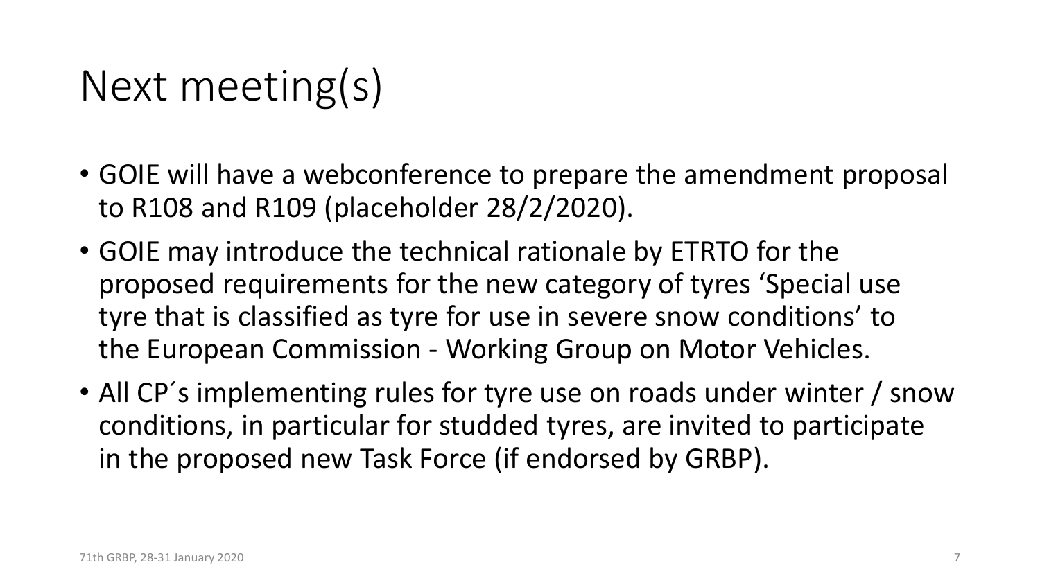# Next meeting(s)

- GOIE will have a webconference to prepare the amendment proposal to R108 and R109 (placeholder 28/2/2020).
- GOIE may introduce the technical rationale by ETRTO for the proposed requirements for the new category of tyres ‘Special use tyre that is classified as tyre for use in severe snow conditions’ to the European Commission - Working Group on Motor Vehicles.
- All CP´s implementing rules for tyre use on roads under winter / snow conditions, in particular for studded tyres, are invited to participate in the proposed new Task Force (if endorsed by GRBP).